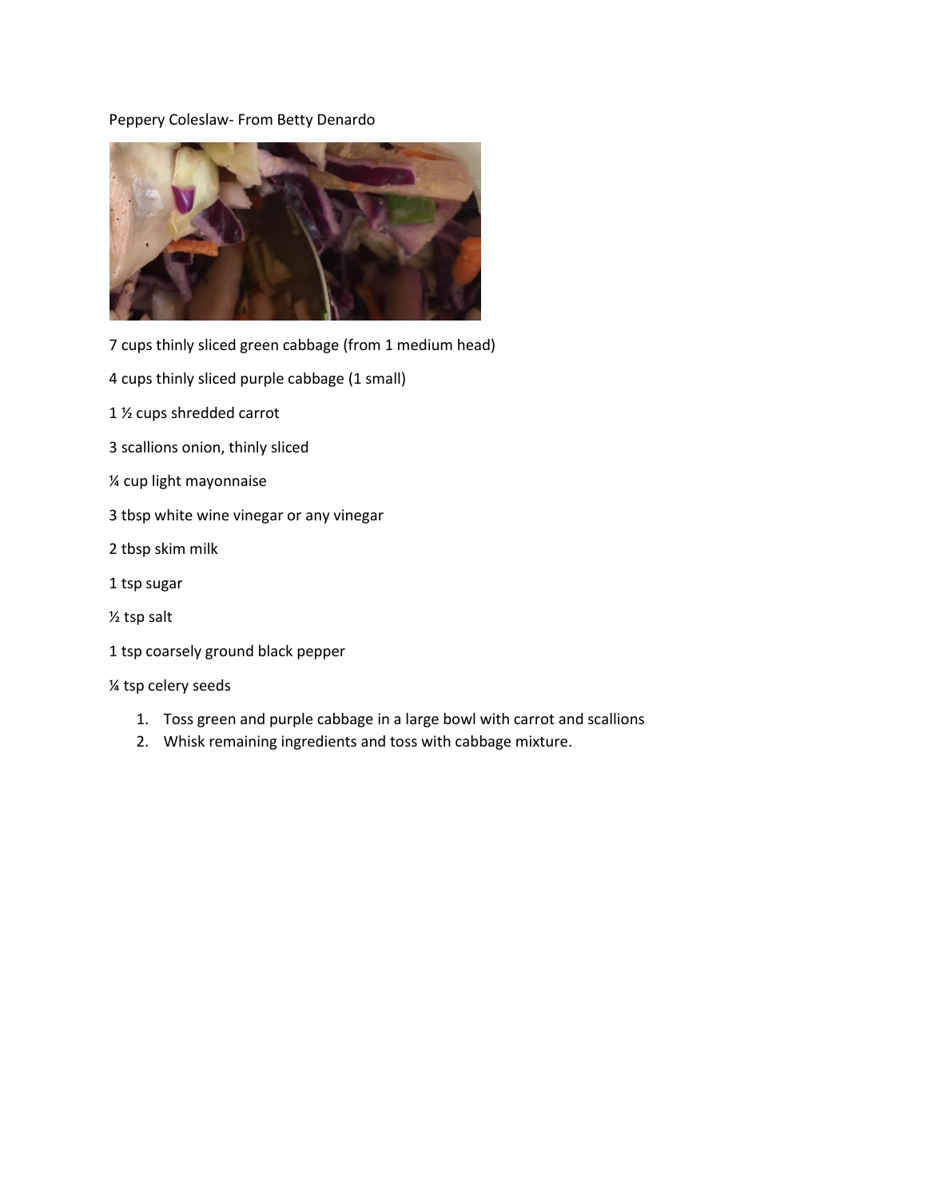Peppery Coleslaw- From Betty Denardo

7 cups thinly sliced green cabbage (from 1 medium head)

4 cups thinly sliced purple cabbage (1 small)

1 ½ cups shredded carrot

3 scallions onion, thinly sliced

¼ cup light mayonnaise

3 tbsp white wine vinegar or any vinegar

2 tbsp skim milk

1 tsp sugar

½ tsp salt

1 tsp coarsely ground black pepper

¼ tsp celery seeds

1. Toss green and purple cabbage in a large bowl with carrot and scallions
2. Whisk remaining ingredients and toss with cabbage mixture.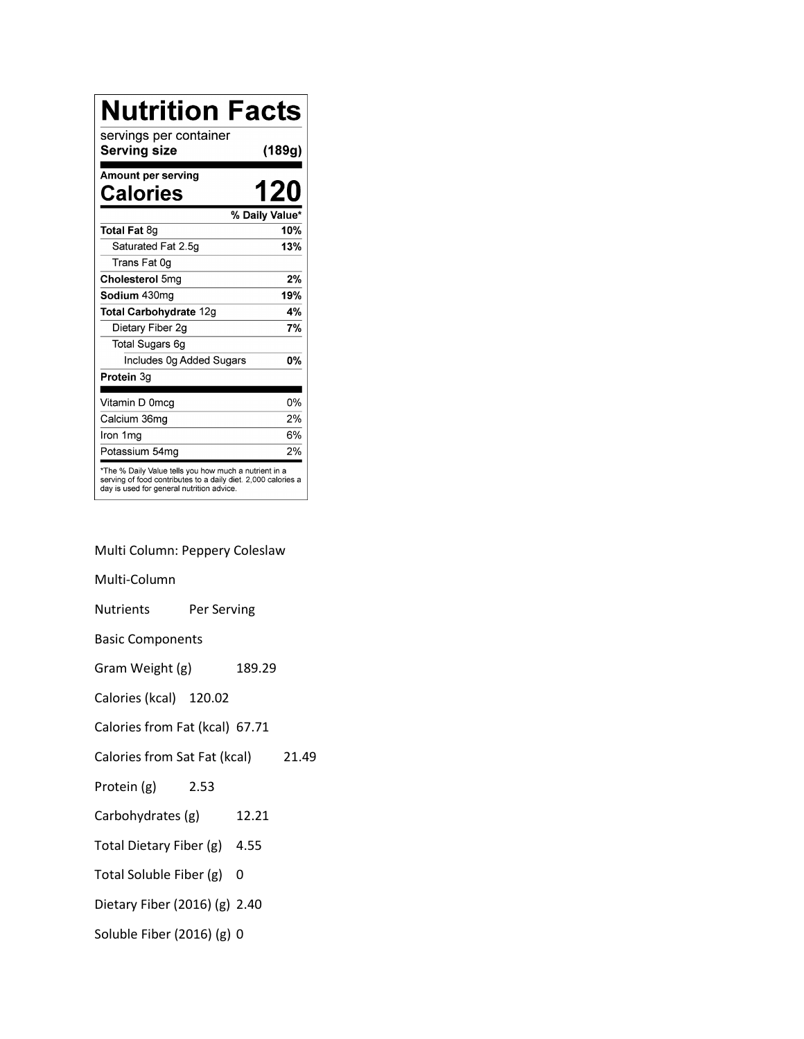# Nutrition Facts

| servings per container | |
|---|---|
| **Serving size** | **(189g)** |
| **Amount per serving** | |
| **Calories** | **120** |
| | **% Daily Value*** |
| **Total Fat** 8g | **10%** |
| Saturated Fat 2.5g | **13%** |
| Trans Fat 0g | |
| **Cholesterol** 5mg | **2%** |
| **Sodium** 430mg | **19%** |
| **Total Carbohydrate** 12g | **4%** |
| Dietary Fiber 2g | **7%** |
| Total Sugars 6g | |
| Includes 0g Added Sugars | **0%** |
| **Protein** 3g | |
| Vitamin D 0mcg | 0% |
| Calcium 36mg | 2% |
| Iron 1mg | 6% |
| Potassium 54mg | 2% |

*The % Daily Value tells you how much a nutrient in a serving of food contributes to a daily diet. 2,000 calories a day is used for general nutrition advice.

Multi Column: Peppery Coleslaw

Multi-Column

| Nutrients | Per Serving |
|---|---|
| Basic Components | |
| Gram Weight (g) | 189.29 |
| Calories (kcal) | 120.02 |
| Calories from Fat (kcal) | 67.71 |
| Calories from Sat Fat (kcal) | 21.49 |
| Protein (g) | 2.53 |
| Carbohydrates (g) | 12.21 |
| Total Dietary Fiber (g) | 4.55 |
| Total Soluble Fiber (g) | 0 |
| Dietary Fiber (2016) (g) | 2.40 |
| Soluble Fiber (2016) (g) | 0 |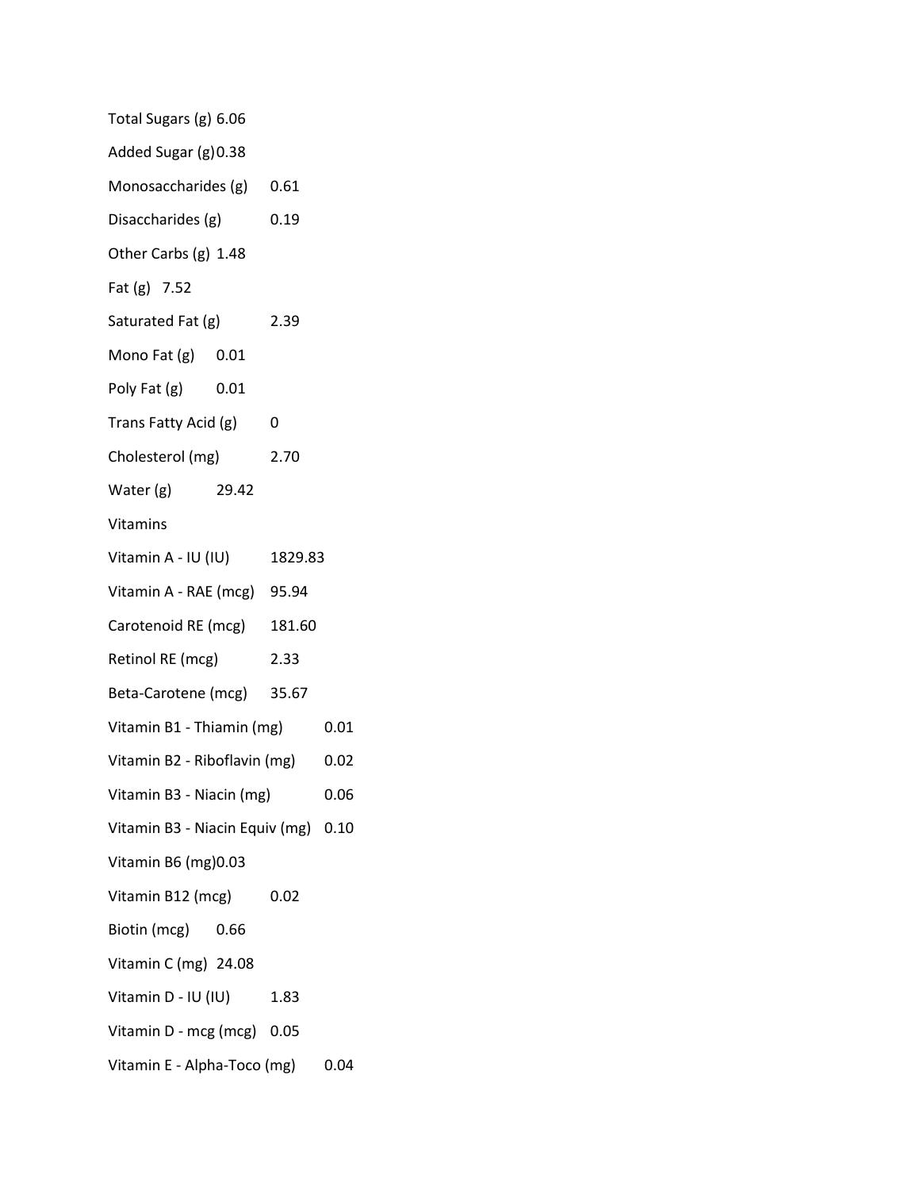Total Sugars (g) 6.06

Added Sugar (g) 0.38

Monosaccharides (g) 0.61

Disaccharides (g) 0.19

Other Carbs (g) 1.48

Fat (g) 7.52

Saturated Fat (g) 2.39

Mono Fat (g) 0.01

Poly Fat (g) 0.01

Trans Fatty Acid (g) 0

Cholesterol (mg) 2.70

Water (g) 29.42

Vitamins

Vitamin A - IU (IU) 1829.83

Vitamin A - RAE (mcg) 95.94

Carotenoid RE (mcg) 181.60

Retinol RE (mcg) 2.33

Beta-Carotene (mcg) 35.67

Vitamin B1 - Thiamin (mg) 0.01

Vitamin B2 - Riboflavin (mg) 0.02

Vitamin B3 - Niacin (mg) 0.06

Vitamin B3 - Niacin Equiv (mg) 0.10

Vitamin B6 (mg) 0.03

Vitamin B12 (mcg) 0.02

Biotin (mcg) 0.66

Vitamin C (mg) 24.08

Vitamin D - IU (IU) 1.83

Vitamin D - mcg (mcg) 0.05

Vitamin E - Alpha-Toco (mg) 0.04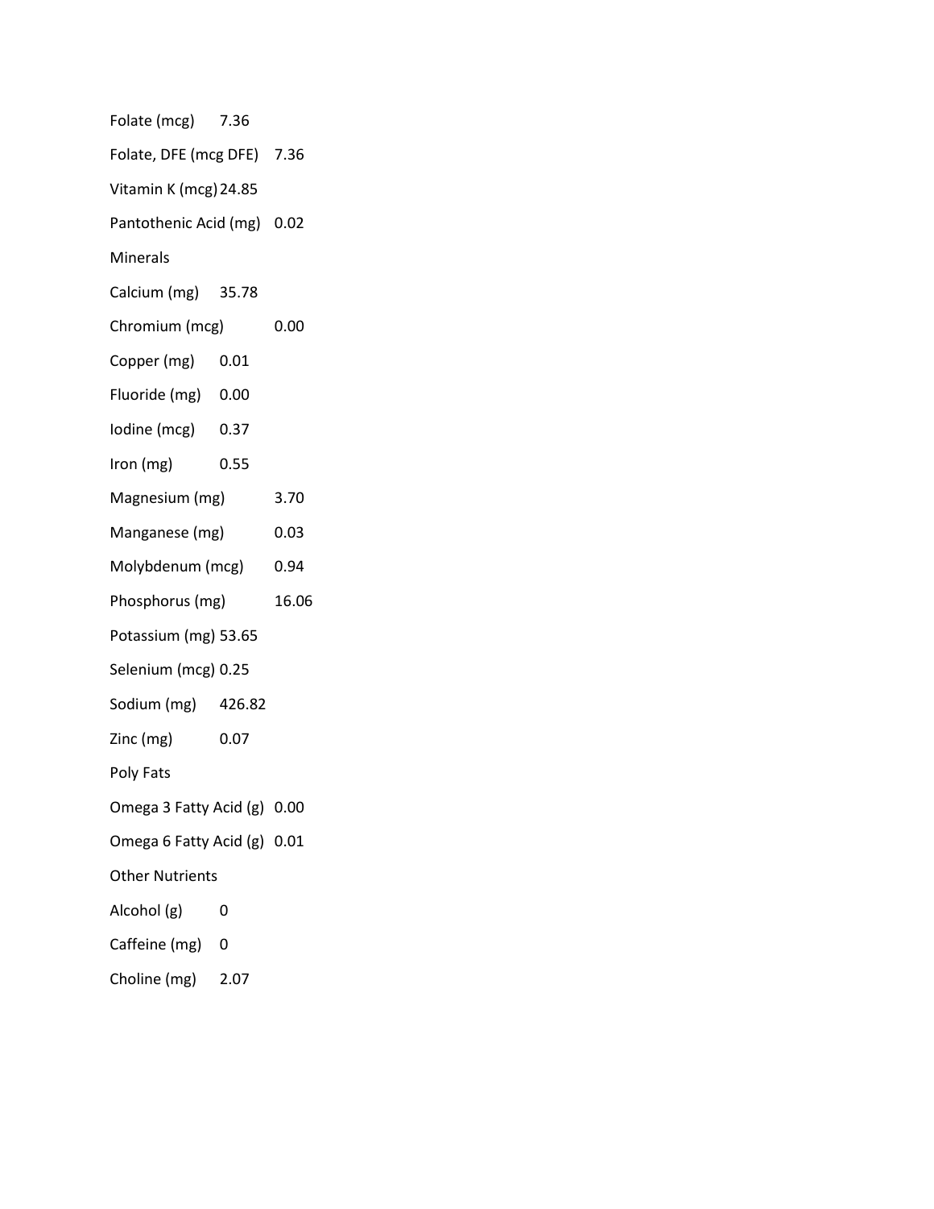Folate (mcg) 7.36

Folate, DFE (mcg DFE) 7.36

Vitamin K (mcg) 24.85

Pantothenic Acid (mg) 0.02

Minerals

Calcium (mg) 35.78

Chromium (mcg) 0.00

Copper (mg) 0.01

Fluoride (mg) 0.00

Iodine (mcg) 0.37

Iron (mg) 0.55

Magnesium (mg) 3.70

Manganese (mg) 0.03

Molybdenum (mcg) 0.94

Phosphorus (mg) 16.06

Potassium (mg) 53.65

Selenium (mcg) 0.25

Sodium (mg) 426.82

Zinc (mg) 0.07

Poly Fats

Omega 3 Fatty Acid (g) 0.00

Omega 6 Fatty Acid (g) 0.01

Other Nutrients

Alcohol (g) 0

Caffeine (mg) 0

Choline (mg) 2.07